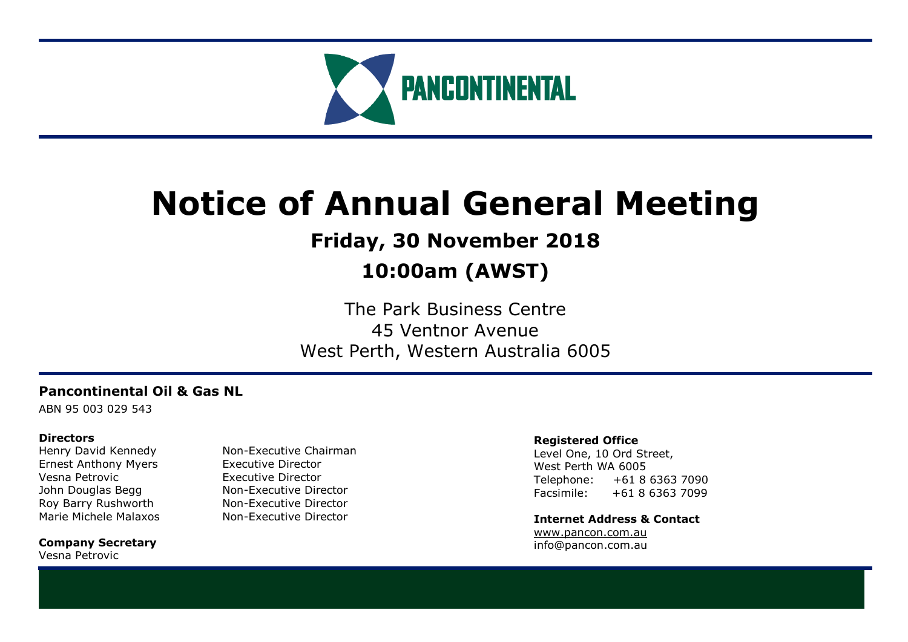PANCONTINENTAL

# Notice of Annual General Meeting

## Friday, 30 November 2018

## 10:00am (AWST)

The Park Business Centre
45 Ventnor Avenue
West Perth, Western Australia 6005

**Pancontinental Oil & Gas NL**

ABN 95 003 029 543

**Directors**

| | |
|---|---|
| Henry David Kennedy | Non-Executive Chairman |
| Ernest Anthony Myers | Executive Director |
| Vesna Petrovic | Executive Director |
| John Douglas Begg | Non-Executive Director |
| Roy Barry Rushworth | Non-Executive Director |
| Marie Michele Malaxos | Non-Executive Director |

**Company Secretary**

Vesna Petrovic

**Registered Office**

Level One, 10 Ord Street,
West Perth WA 6005
Telephone: +61 8 6363 7090
Facsimile: +61 8 6363 7099

**Internet Address & Contact**

www.pancon.com.au
info@pancon.com.au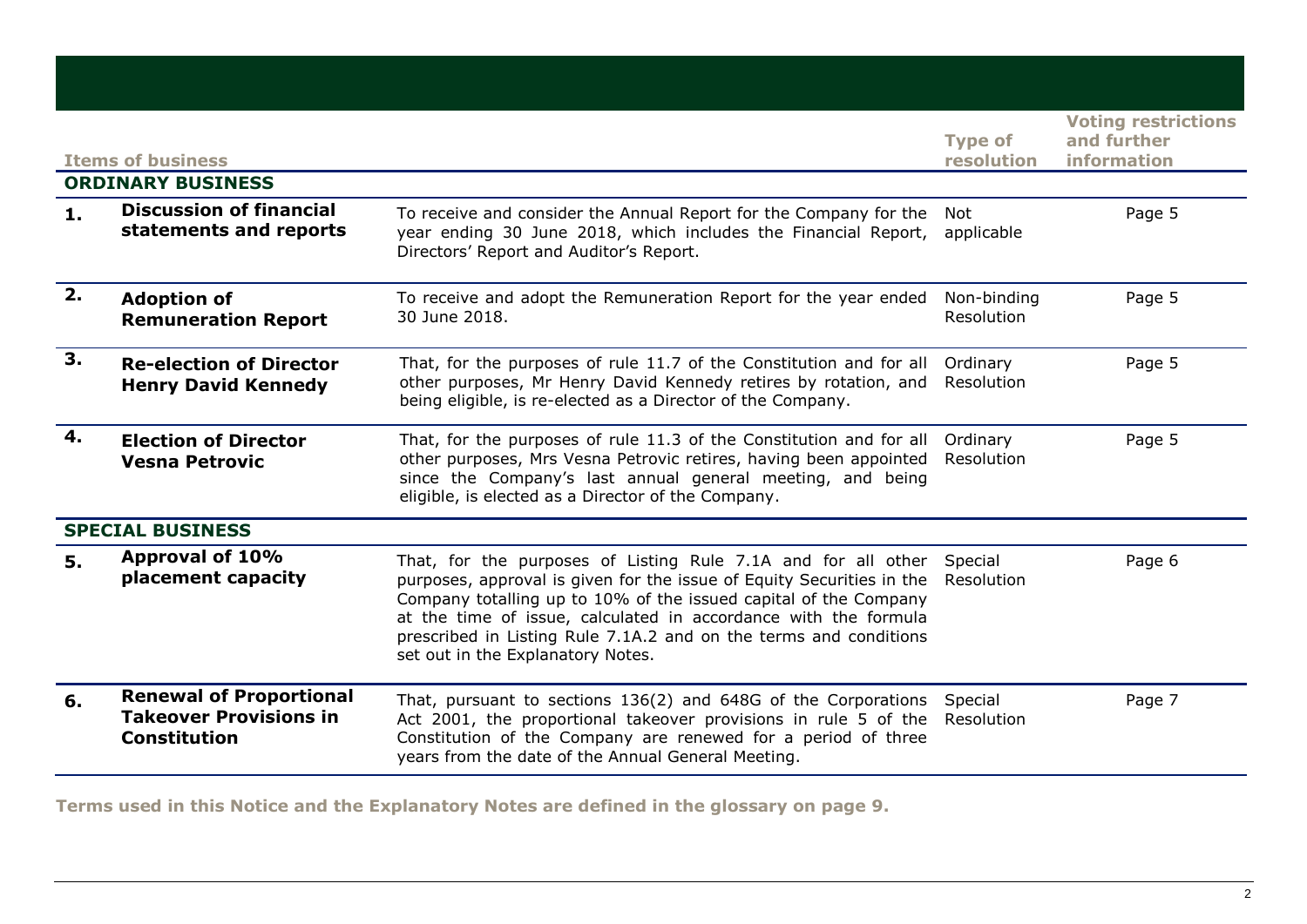| Items of business | | | Type of resolution | Voting restrictions and further information |
|---|---|---|---|---|
| **ORDINARY BUSINESS** | | | | |
| **1.** | **Discussion of financial statements and reports** | To receive and consider the Annual Report for the Company for the year ending 30 June 2018, which includes the Financial Report, Directors' Report and Auditor's Report. | Not applicable | Page 5 |
| **2.** | **Adoption of Remuneration Report** | To receive and adopt the Remuneration Report for the year ended 30 June 2018. | Non-binding Resolution | Page 5 |
| **3.** | **Re-election of Director Henry David Kennedy** | That, for the purposes of rule 11.7 of the Constitution and for all other purposes, Mr Henry David Kennedy retires by rotation, and being eligible, is re-elected as a Director of the Company. | Ordinary Resolution | Page 5 |
| **4.** | **Election of Director Vesna Petrovic** | That, for the purposes of rule 11.3 of the Constitution and for all other purposes, Mrs Vesna Petrovic retires, having been appointed since the Company's last annual general meeting, and being eligible, is elected as a Director of the Company. | Ordinary Resolution | Page 5 |
| **SPECIAL BUSINESS** | | | | |
| **5.** | **Approval of 10% placement capacity** | That, for the purposes of Listing Rule 7.1A and for all other purposes, approval is given for the issue of Equity Securities in the Company totalling up to 10% of the issued capital of the Company at the time of issue, calculated in accordance with the formula prescribed in Listing Rule 7.1A.2 and on the terms and conditions set out in the Explanatory Notes. | Special Resolution | Page 6 |
| **6.** | **Renewal of Proportional Takeover Provisions in Constitution** | That, pursuant to sections 136(2) and 648G of the Corporations Act 2001, the proportional takeover provisions in rule 5 of the Constitution of the Company are renewed for a period of three years from the date of the Annual General Meeting. | Special Resolution | Page 7 |

**Terms used in this Notice and the Explanatory Notes are defined in the glossary on page 9.**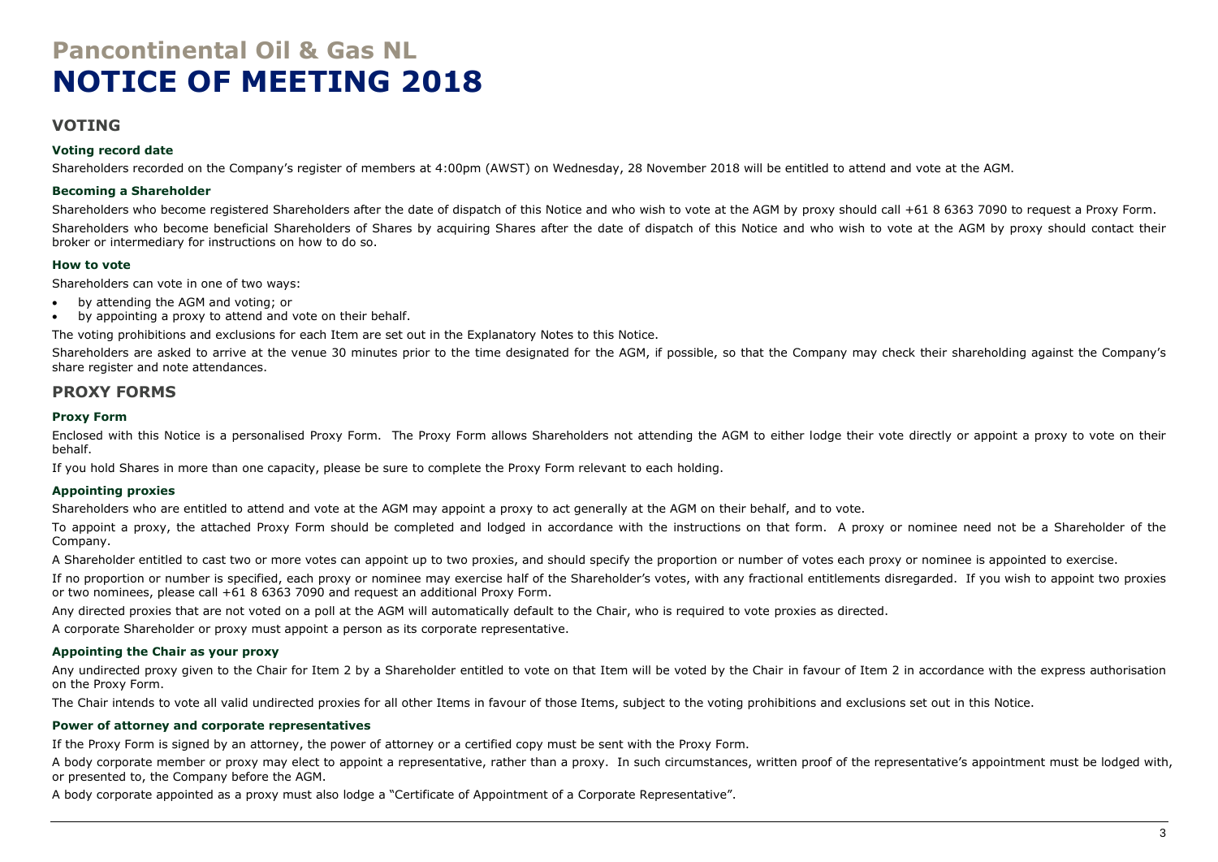# Pancontinental Oil & Gas NL

# NOTICE OF MEETING 2018

## VOTING

### Voting record date

Shareholders recorded on the Company's register of members at 4:00pm (AWST) on Wednesday, 28 November 2018 will be entitled to attend and vote at the AGM.

### Becoming a Shareholder

Shareholders who become registered Shareholders after the date of dispatch of this Notice and who wish to vote at the AGM by proxy should call +61 8 6363 7090 to request a Proxy Form.

Shareholders who become beneficial Shareholders of Shares by acquiring Shares after the date of dispatch of this Notice and who wish to vote at the AGM by proxy should contact their broker or intermediary for instructions on how to do so.

### How to vote

Shareholders can vote in one of two ways:

- by attending the AGM and voting; or
- by appointing a proxy to attend and vote on their behalf.

The voting prohibitions and exclusions for each Item are set out in the Explanatory Notes to this Notice.

Shareholders are asked to arrive at the venue 30 minutes prior to the time designated for the AGM, if possible, so that the Company may check their shareholding against the Company's share register and note attendances.

## PROXY FORMS

### Proxy Form

Enclosed with this Notice is a personalised Proxy Form. The Proxy Form allows Shareholders not attending the AGM to either lodge their vote directly or appoint a proxy to vote on their behalf.

If you hold Shares in more than one capacity, please be sure to complete the Proxy Form relevant to each holding.

### Appointing proxies

Shareholders who are entitled to attend and vote at the AGM may appoint a proxy to act generally at the AGM on their behalf, and to vote.

To appoint a proxy, the attached Proxy Form should be completed and lodged in accordance with the instructions on that form. A proxy or nominee need not be a Shareholder of the Company.

A Shareholder entitled to cast two or more votes can appoint up to two proxies, and should specify the proportion or number of votes each proxy or nominee is appointed to exercise.

If no proportion or number is specified, each proxy or nominee may exercise half of the Shareholder's votes, with any fractional entitlements disregarded. If you wish to appoint two proxies or two nominees, please call +61 8 6363 7090 and request an additional Proxy Form.

Any directed proxies that are not voted on a poll at the AGM will automatically default to the Chair, who is required to vote proxies as directed.

A corporate Shareholder or proxy must appoint a person as its corporate representative.

### Appointing the Chair as your proxy

Any undirected proxy given to the Chair for Item 2 by a Shareholder entitled to vote on that Item will be voted by the Chair in favour of Item 2 in accordance with the express authorisation on the Proxy Form.

The Chair intends to vote all valid undirected proxies for all other Items in favour of those Items, subject to the voting prohibitions and exclusions set out in this Notice.

### Power of attorney and corporate representatives

If the Proxy Form is signed by an attorney, the power of attorney or a certified copy must be sent with the Proxy Form.

A body corporate member or proxy may elect to appoint a representative, rather than a proxy. In such circumstances, written proof of the representative's appointment must be lodged with, or presented to, the Company before the AGM.

A body corporate appointed as a proxy must also lodge a "Certificate of Appointment of a Corporate Representative".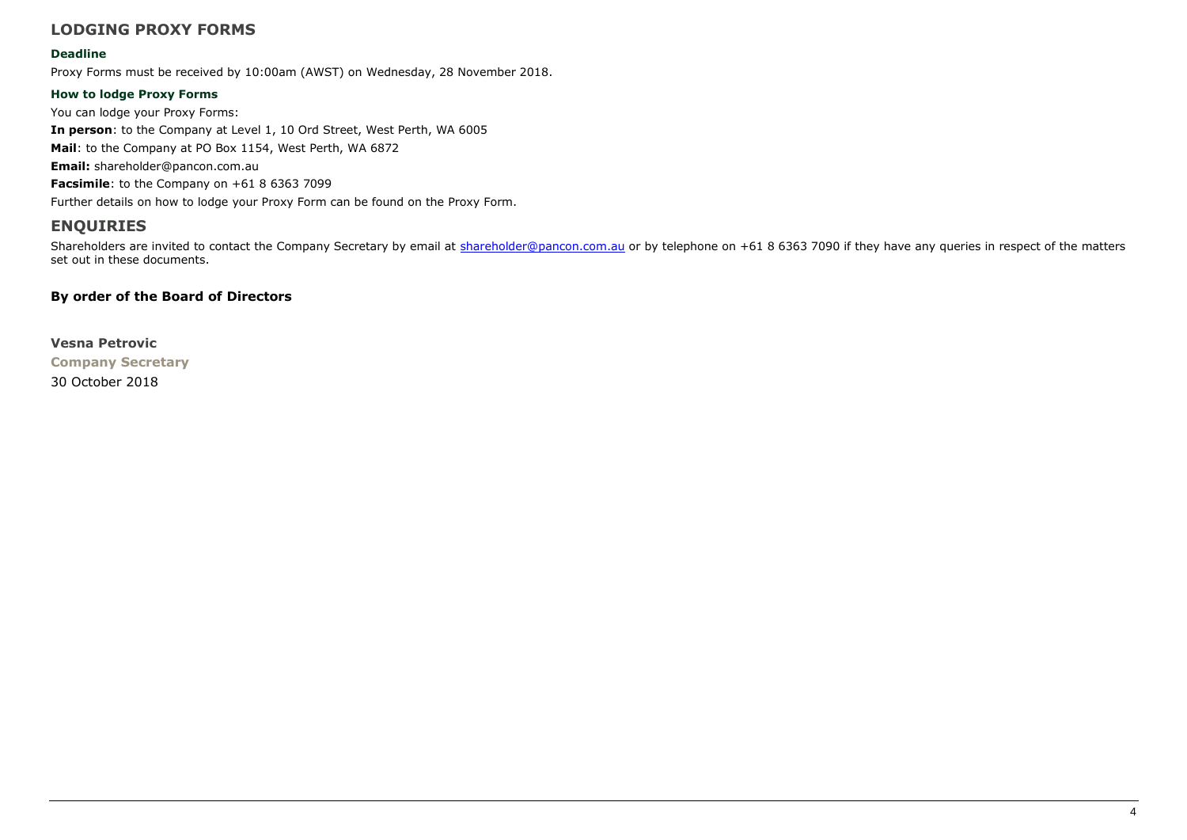## LODGING PROXY FORMS

### Deadline

Proxy Forms must be received by 10:00am (AWST) on Wednesday, 28 November 2018.

### How to lodge Proxy Forms

You can lodge your Proxy Forms:

**In person**: to the Company at Level 1, 10 Ord Street, West Perth, WA 6005

**Mail**: to the Company at PO Box 1154, West Perth, WA 6872

**Email:** shareholder@pancon.com.au

**Facsimile**: to the Company on +61 8 6363 7099

Further details on how to lodge your Proxy Form can be found on the Proxy Form.

## ENQUIRIES

Shareholders are invited to contact the Company Secretary by email at shareholder@pancon.com.au or by telephone on +61 8 6363 7090 if they have any queries in respect of the matters set out in these documents.

**By order of the Board of Directors**

**Vesna Petrovic**
**Company Secretary**
30 October 2018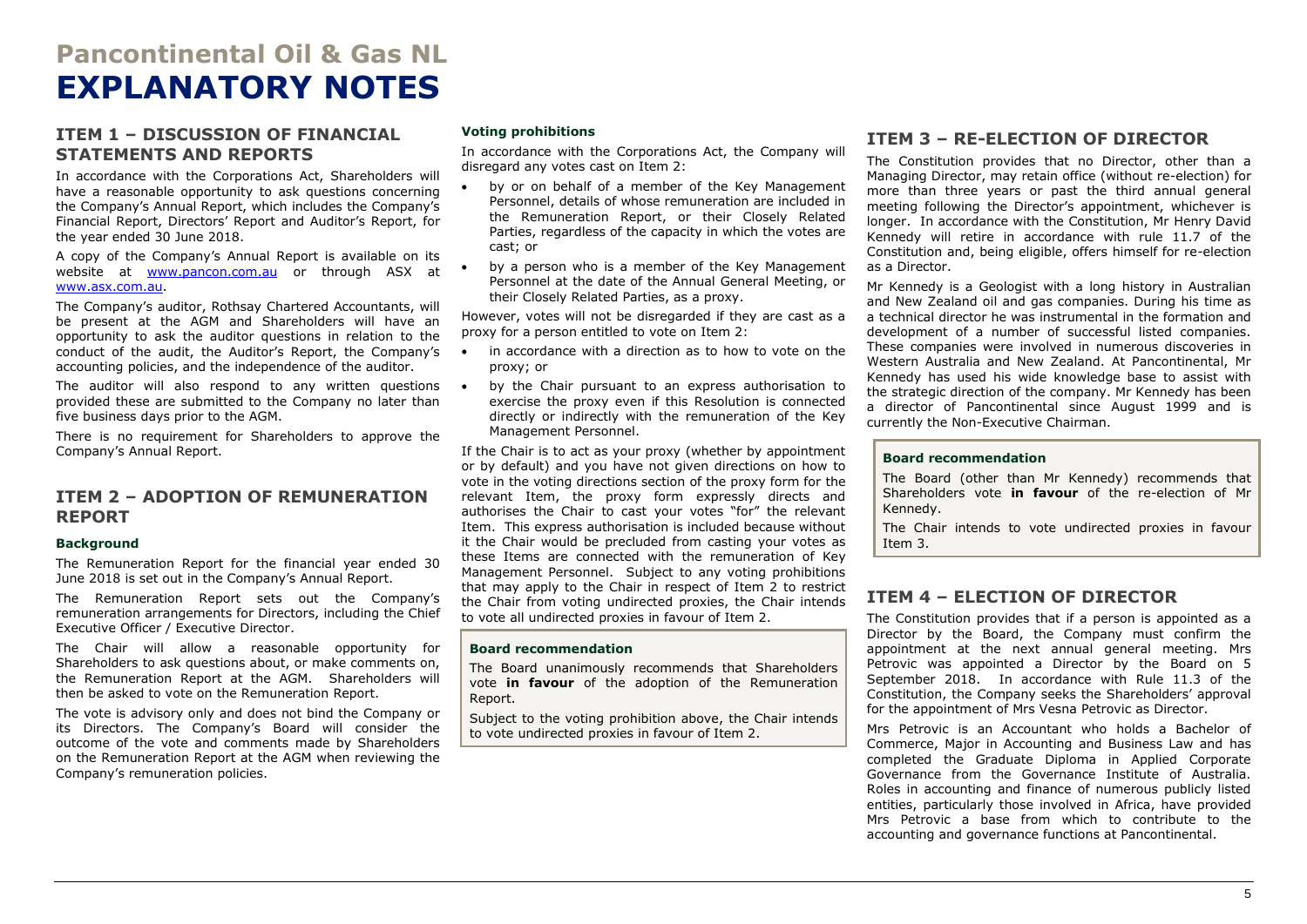# Pancontinental Oil & Gas NL

# EXPLANATORY NOTES

## ITEM 1 – DISCUSSION OF FINANCIAL STATEMENTS AND REPORTS

In accordance with the Corporations Act, Shareholders will have a reasonable opportunity to ask questions concerning the Company's Annual Report, which includes the Company's Financial Report, Directors' Report and Auditor's Report, for the year ended 30 June 2018.

A copy of the Company's Annual Report is available on its website at www.pancon.com.au or through ASX at www.asx.com.au.

The Company's auditor, Rothsay Chartered Accountants, will be present at the AGM and Shareholders will have an opportunity to ask the auditor questions in relation to the conduct of the audit, the Auditor's Report, the Company's accounting policies, and the independence of the auditor.

The auditor will also respond to any written questions provided these are submitted to the Company no later than five business days prior to the AGM.

There is no requirement for Shareholders to approve the Company's Annual Report.

## ITEM 2 – ADOPTION OF REMUNERATION REPORT

### Background

The Remuneration Report for the financial year ended 30 June 2018 is set out in the Company's Annual Report.

The Remuneration Report sets out the Company's remuneration arrangements for Directors, including the Chief Executive Officer / Executive Director.

The Chair will allow a reasonable opportunity for Shareholders to ask questions about, or make comments on, the Remuneration Report at the AGM. Shareholders will then be asked to vote on the Remuneration Report.

The vote is advisory only and does not bind the Company or its Directors. The Company's Board will consider the outcome of the vote and comments made by Shareholders on the Remuneration Report at the AGM when reviewing the Company's remuneration policies.

### Voting prohibitions

In accordance with the Corporations Act, the Company will disregard any votes cast on Item 2:

- by or on behalf of a member of the Key Management Personnel, details of whose remuneration are included in the Remuneration Report, or their Closely Related Parties, regardless of the capacity in which the votes are cast; or
- by a person who is a member of the Key Management Personnel at the date of the Annual General Meeting, or their Closely Related Parties, as a proxy.

However, votes will not be disregarded if they are cast as a proxy for a person entitled to vote on Item 2:

- in accordance with a direction as to how to vote on the proxy; or
- by the Chair pursuant to an express authorisation to exercise the proxy even if this Resolution is connected directly or indirectly with the remuneration of the Key Management Personnel.

If the Chair is to act as your proxy (whether by appointment or by default) and you have not given directions on how to vote in the voting directions section of the proxy form for the relevant Item, the proxy form expressly directs and authorises the Chair to cast your votes "for" the relevant Item. This express authorisation is included because without it the Chair would be precluded from casting your votes as these Items are connected with the remuneration of Key Management Personnel. Subject to any voting prohibitions that may apply to the Chair in respect of Item 2 to restrict the Chair from voting undirected proxies, the Chair intends to vote all undirected proxies in favour of Item 2.

**Board recommendation**

The Board unanimously recommends that Shareholders vote **in favour** of the adoption of the Remuneration Report.

Subject to the voting prohibition above, the Chair intends to vote undirected proxies in favour of Item 2.

## ITEM 3 – RE-ELECTION OF DIRECTOR

The Constitution provides that no Director, other than a Managing Director, may retain office (without re-election) for more than three years or past the third annual general meeting following the Director's appointment, whichever is longer. In accordance with the Constitution, Mr Henry David Kennedy will retire in accordance with rule 11.7 of the Constitution and, being eligible, offers himself for re-election as a Director.

Mr Kennedy is a Geologist with a long history in Australian and New Zealand oil and gas companies. During his time as a technical director he was instrumental in the formation and development of a number of successful listed companies. These companies were involved in numerous discoveries in Western Australia and New Zealand. At Pancontinental, Mr Kennedy has used his wide knowledge base to assist with the strategic direction of the company. Mr Kennedy has been a director of Pancontinental since August 1999 and is currently the Non-Executive Chairman.

**Board recommendation**

The Board (other than Mr Kennedy) recommends that Shareholders vote **in favour** of the re-election of Mr Kennedy.

The Chair intends to vote undirected proxies in favour Item 3.

## ITEM 4 – ELECTION OF DIRECTOR

The Constitution provides that if a person is appointed as a Director by the Board, the Company must confirm the appointment at the next annual general meeting. Mrs Petrovic was appointed a Director by the Board on 5 September 2018. In accordance with Rule 11.3 of the Constitution, the Company seeks the Shareholders' approval for the appointment of Mrs Vesna Petrovic as Director.

Mrs Petrovic is an Accountant who holds a Bachelor of Commerce, Major in Accounting and Business Law and has completed the Graduate Diploma in Applied Corporate Governance from the Governance Institute of Australia. Roles in accounting and finance of numerous publicly listed entities, particularly those involved in Africa, have provided Mrs Petrovic a base from which to contribute to the accounting and governance functions at Pancontinental.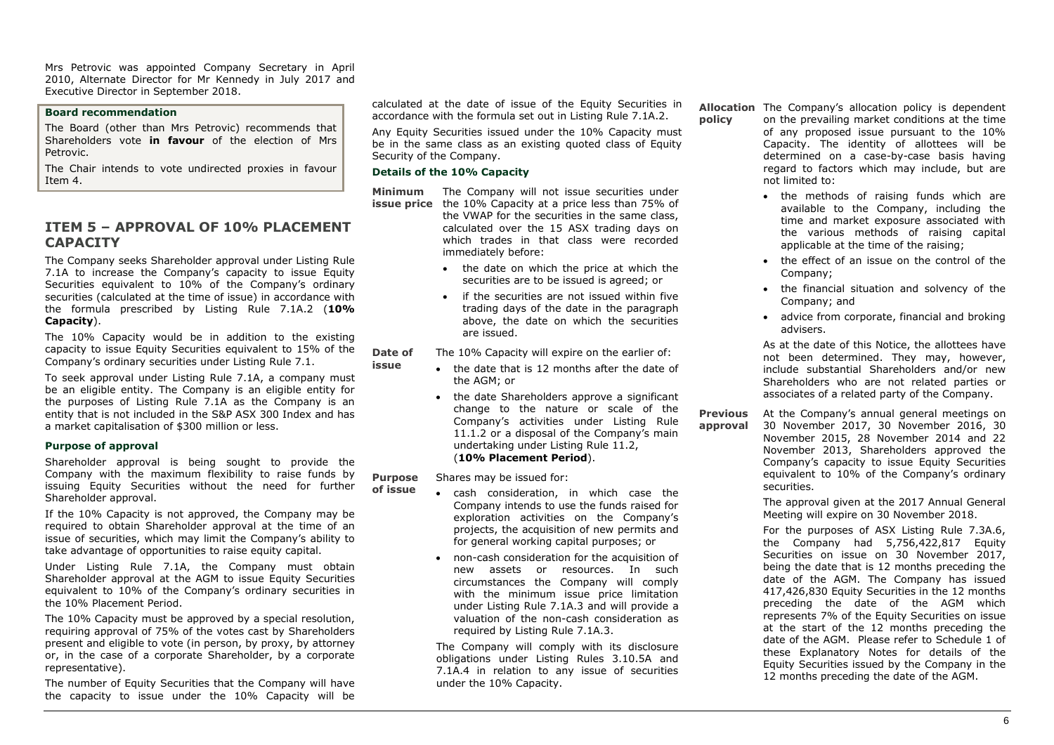Mrs Petrovic was appointed Company Secretary in April 2010, Alternate Director for Mr Kennedy in July 2017 and Executive Director in September 2018.

**Board recommendation**

The Board (other than Mrs Petrovic) recommends that Shareholders vote **in favour** of the election of Mrs Petrovic.

The Chair intends to vote undirected proxies in favour Item 4.

## ITEM 5 – APPROVAL OF 10% PLACEMENT CAPACITY

The Company seeks Shareholder approval under Listing Rule 7.1A to increase the Company's capacity to issue Equity Securities equivalent to 10% of the Company's ordinary securities (calculated at the time of issue) in accordance with the formula prescribed by Listing Rule 7.1A.2 (**10% Capacity**).

The 10% Capacity would be in addition to the existing capacity to issue Equity Securities equivalent to 15% of the Company's ordinary securities under Listing Rule 7.1.

To seek approval under Listing Rule 7.1A, a company must be an eligible entity. The Company is an eligible entity for the purposes of Listing Rule 7.1A as the Company is an entity that is not included in the S&P ASX 300 Index and has a market capitalisation of $300 million or less.

### Purpose of approval

Shareholder approval is being sought to provide the Company with the maximum flexibility to raise funds by issuing Equity Securities without the need for further Shareholder approval.

If the 10% Capacity is not approved, the Company may be required to obtain Shareholder approval at the time of an issue of securities, which may limit the Company's ability to take advantage of opportunities to raise equity capital.

Under Listing Rule 7.1A, the Company must obtain Shareholder approval at the AGM to issue Equity Securities equivalent to 10% of the Company's ordinary securities in the 10% Placement Period.

The 10% Capacity must be approved by a special resolution, requiring approval of 75% of the votes cast by Shareholders present and eligible to vote (in person, by proxy, by attorney or, in the case of a corporate Shareholder, by a corporate representative).

The number of Equity Securities that the Company will have the capacity to issue under the 10% Capacity will be calculated at the date of issue of the Equity Securities in accordance with the formula set out in Listing Rule 7.1A.2.

Any Equity Securities issued under the 10% Capacity must be in the same class as an existing quoted class of Equity Security of the Company.

### Details of the 10% Capacity

**Minimum issue price**

The Company will not issue securities under the 10% Capacity at a price less than 75% of the VWAP for the securities in the same class, calculated over the 15 ASX trading days on which trades in that class were recorded immediately before:

- the date on which the price at which the securities are to be issued is agreed; or
- if the securities are not issued within five trading days of the date in the paragraph above, the date on which the securities are issued.

**Date of issue**

The 10% Capacity will expire on the earlier of:

- the date that is 12 months after the date of the AGM; or
- the date Shareholders approve a significant change to the nature or scale of the Company's activities under Listing Rule 11.1.2 or a disposal of the Company's main undertaking under Listing Rule 11.2,

(**10% Placement Period**).

**Purpose of issue**

Shares may be issued for:

- cash consideration, in which case the Company intends to use the funds raised for exploration activities on the Company's projects, the acquisition of new permits and for general working capital purposes; or
- non-cash consideration for the acquisition of new assets or resources. In such circumstances the Company will comply with the minimum issue price limitation under Listing Rule 7.1A.3 and will provide a valuation of the non-cash consideration as required by Listing Rule 7.1A.3.

The Company will comply with its disclosure obligations under Listing Rules 3.10.5A and 7.1A.4 in relation to any issue of securities under the 10% Capacity.

**Allocation policy**

The Company's allocation policy is dependent on the prevailing market conditions at the time of any proposed issue pursuant to the 10% Capacity. The identity of allottees will be determined on a case-by-case basis having regard to factors which may include, but are not limited to:

- the methods of raising funds which are available to the Company, including the time and market exposure associated with the various methods of raising capital applicable at the time of the raising;
- the effect of an issue on the control of the Company;
- the financial situation and solvency of the Company; and
- advice from corporate, financial and broking advisers.

As at the date of this Notice, the allottees have not been determined. They may, however, include substantial Shareholders and/or new Shareholders who are not related parties or associates of a related party of the Company.

**Previous approval**

At the Company's annual general meetings on 30 November 2017, 30 November 2016, 30 November 2015, 28 November 2014 and 22 November 2013, Shareholders approved the Company's capacity to issue Equity Securities equivalent to 10% of the Company's ordinary securities.

The approval given at the 2017 Annual General Meeting will expire on 30 November 2018.

For the purposes of ASX Listing Rule 7.3A.6, the Company had 5,756,422,817 Equity Securities on issue on 30 November 2017, being the date that is 12 months preceding the date of the AGM. The Company has issued 417,426,830 Equity Securities in the 12 months preceding the date of the AGM which represents 7% of the Equity Securities on issue at the start of the 12 months preceding the date of the AGM. Please refer to Schedule 1 of these Explanatory Notes for details of the Equity Securities issued by the Company in the 12 months preceding the date of the AGM.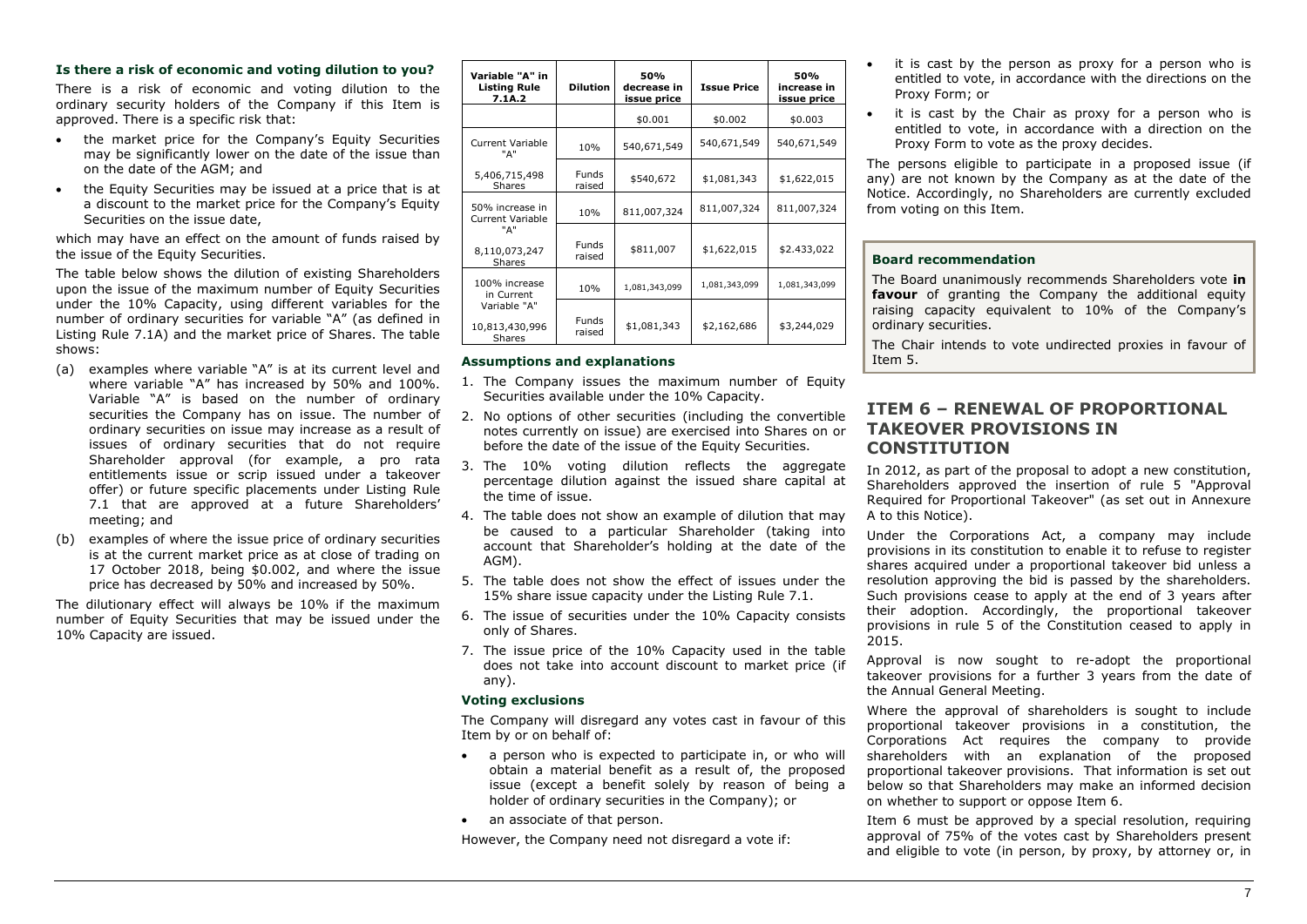### Is there a risk of economic and voting dilution to you?

There is a risk of economic and voting dilution to the ordinary security holders of the Company if this Item is approved. There is a specific risk that:

- the market price for the Company's Equity Securities may be significantly lower on the date of the issue than on the date of the AGM; and
- the Equity Securities may be issued at a price that is at a discount to the market price for the Company's Equity Securities on the issue date,

which may have an effect on the amount of funds raised by the issue of the Equity Securities.

The table below shows the dilution of existing Shareholders upon the issue of the maximum number of Equity Securities under the 10% Capacity, using different variables for the number of ordinary securities for variable "A" (as defined in Listing Rule 7.1A) and the market price of Shares. The table shows:

(a) examples where variable "A" is at its current level and where variable "A" has increased by 50% and 100%. Variable "A" is based on the number of ordinary securities the Company has on issue. The number of ordinary securities on issue may increase as a result of issues of ordinary securities that do not require Shareholder approval (for example, a pro rata entitlements issue or scrip issued under a takeover offer) or future specific placements under Listing Rule 7.1 that are approved at a future Shareholders' meeting; and

(b) examples of where the issue price of ordinary securities is at the current market price as at close of trading on 17 October 2018, being $0.002, and where the issue price has decreased by 50% and increased by 50%.

The dilutionary effect will always be 10% if the maximum number of Equity Securities that may be issued under the 10% Capacity are issued.

| Variable "A" in Listing Rule 7.1A.2 | Dilution | 50% decrease in issue price | Issue Price | 50% increase in issue price |
|---|---|---|---|---|
| | | $0.001 | $0.002 | $0.003 |
| Current Variable "A" | 10% | 540,671,549 | 540,671,549 | 540,671,549 |
| 5,406,715,498 Shares | Funds raised | $540,672 | $1,081,343 | $1,622,015 |
| 50% increase in Current Variable "A" | 10% | 811,007,324 | 811,007,324 | 811,007,324 |
| 8,110,073,247 Shares | Funds raised | $811,007 | $1,622,015 | $2.433,022 |
| 100% increase in Current Variable "A" | 10% | 1,081,343,099 | 1,081,343,099 | 1,081,343,099 |
| 10,813,430,996 Shares | Funds raised | $1,081,343 | $2,162,686 | $3,244,029 |

### Assumptions and explanations

1. The Company issues the maximum number of Equity Securities available under the 10% Capacity.
2. No options of other securities (including the convertible notes currently on issue) are exercised into Shares on or before the date of the issue of the Equity Securities.
3. The 10% voting dilution reflects the aggregate percentage dilution against the issued share capital at the time of issue.
4. The table does not show an example of dilution that may be caused to a particular Shareholder (taking into account that Shareholder's holding at the date of the AGM).
5. The table does not show the effect of issues under the 15% share issue capacity under the Listing Rule 7.1.
6. The issue of securities under the 10% Capacity consists only of Shares.
7. The issue price of the 10% Capacity used in the table does not take into account discount to market price (if any).

### Voting exclusions

The Company will disregard any votes cast in favour of this Item by or on behalf of:

- a person who is expected to participate in, or who will obtain a material benefit as a result of, the proposed issue (except a benefit solely by reason of being a holder of ordinary securities in the Company); or
- an associate of that person.

However, the Company need not disregard a vote if:

- it is cast by the person as proxy for a person who is entitled to vote, in accordance with the directions on the Proxy Form; or
- it is cast by the Chair as proxy for a person who is entitled to vote, in accordance with a direction on the Proxy Form to vote as the proxy decides.

The persons eligible to participate in a proposed issue (if any) are not known by the Company as at the date of the Notice. Accordingly, no Shareholders are currently excluded from voting on this Item.

**Board recommendation**

The Board unanimously recommends Shareholders vote **in favour** of granting the Company the additional equity raising capacity equivalent to 10% of the Company's ordinary securities.

The Chair intends to vote undirected proxies in favour of Item 5.

## ITEM 6 – RENEWAL OF PROPORTIONAL TAKEOVER PROVISIONS IN CONSTITUTION

In 2012, as part of the proposal to adopt a new constitution, Shareholders approved the insertion of rule 5 "Approval Required for Proportional Takeover" (as set out in Annexure A to this Notice).

Under the Corporations Act, a company may include provisions in its constitution to enable it to refuse to register shares acquired under a proportional takeover bid unless a resolution approving the bid is passed by the shareholders. Such provisions cease to apply at the end of 3 years after their adoption. Accordingly, the proportional takeover provisions in rule 5 of the Constitution ceased to apply in 2015.

Approval is now sought to re-adopt the proportional takeover provisions for a further 3 years from the date of the Annual General Meeting.

Where the approval of shareholders is sought to include proportional takeover provisions in a constitution, the Corporations Act requires the company to provide shareholders with an explanation of the proposed proportional takeover provisions. That information is set out below so that Shareholders may make an informed decision on whether to support or oppose Item 6.

Item 6 must be approved by a special resolution, requiring approval of 75% of the votes cast by Shareholders present and eligible to vote (in person, by proxy, by attorney or, in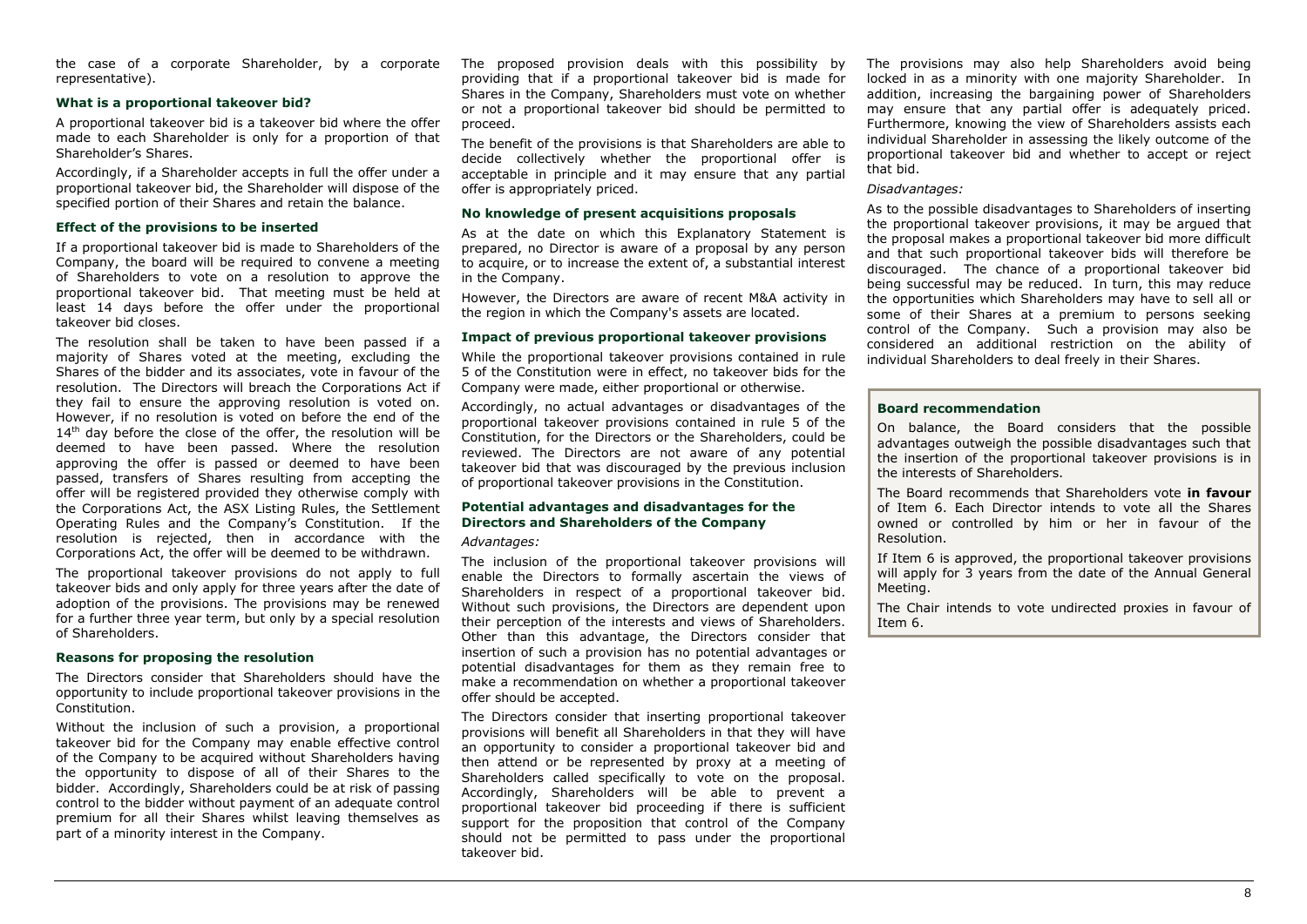the case of a corporate Shareholder, by a corporate representative).

### What is a proportional takeover bid?

A proportional takeover bid is a takeover bid where the offer made to each Shareholder is only for a proportion of that Shareholder's Shares.

Accordingly, if a Shareholder accepts in full the offer under a proportional takeover bid, the Shareholder will dispose of the specified portion of their Shares and retain the balance.

### Effect of the provisions to be inserted

If a proportional takeover bid is made to Shareholders of the Company, the board will be required to convene a meeting of Shareholders to vote on a resolution to approve the proportional takeover bid. That meeting must be held at least 14 days before the offer under the proportional takeover bid closes.

The resolution shall be taken to have been passed if a majority of Shares voted at the meeting, excluding the Shares of the bidder and its associates, vote in favour of the resolution. The Directors will breach the Corporations Act if they fail to ensure the approving resolution is voted on. However, if no resolution is voted on before the end of the 14th day before the close of the offer, the resolution will be deemed to have been passed. Where the resolution approving the offer is passed or deemed to have been passed, transfers of Shares resulting from accepting the offer will be registered provided they otherwise comply with the Corporations Act, the ASX Listing Rules, the Settlement Operating Rules and the Company's Constitution. If the resolution is rejected, then in accordance with the Corporations Act, the offer will be deemed to be withdrawn.

The proportional takeover provisions do not apply to full takeover bids and only apply for three years after the date of adoption of the provisions. The provisions may be renewed for a further three year term, but only by a special resolution of Shareholders.

### Reasons for proposing the resolution

The Directors consider that Shareholders should have the opportunity to include proportional takeover provisions in the Constitution.

Without the inclusion of such a provision, a proportional takeover bid for the Company may enable effective control of the Company to be acquired without Shareholders having the opportunity to dispose of all of their Shares to the bidder. Accordingly, Shareholders could be at risk of passing control to the bidder without payment of an adequate control premium for all their Shares whilst leaving themselves as part of a minority interest in the Company.

The proposed provision deals with this possibility by providing that if a proportional takeover bid is made for Shares in the Company, Shareholders must vote on whether or not a proportional takeover bid should be permitted to proceed.

The benefit of the provisions is that Shareholders are able to decide collectively whether the proportional offer is acceptable in principle and it may ensure that any partial offer is appropriately priced.

### No knowledge of present acquisitions proposals

As at the date on which this Explanatory Statement is prepared, no Director is aware of a proposal by any person to acquire, or to increase the extent of, a substantial interest in the Company.

However, the Directors are aware of recent M&A activity in the region in which the Company's assets are located.

### Impact of previous proportional takeover provisions

While the proportional takeover provisions contained in rule 5 of the Constitution were in effect, no takeover bids for the Company were made, either proportional or otherwise.

Accordingly, no actual advantages or disadvantages of the proportional takeover provisions contained in rule 5 of the Constitution, for the Directors or the Shareholders, could be reviewed. The Directors are not aware of any potential takeover bid that was discouraged by the previous inclusion of proportional takeover provisions in the Constitution.

### Potential advantages and disadvantages for the Directors and Shareholders of the Company

*Advantages:*

The inclusion of the proportional takeover provisions will enable the Directors to formally ascertain the views of Shareholders in respect of a proportional takeover bid. Without such provisions, the Directors are dependent upon their perception of the interests and views of Shareholders. Other than this advantage, the Directors consider that insertion of such a provision has no potential advantages or potential disadvantages for them as they remain free to make a recommendation on whether a proportional takeover offer should be accepted.

The Directors consider that inserting proportional takeover provisions will benefit all Shareholders in that they will have an opportunity to consider a proportional takeover bid and then attend or be represented by proxy at a meeting of Shareholders called specifically to vote on the proposal. Accordingly, Shareholders will be able to prevent a proportional takeover bid proceeding if there is sufficient support for the proposition that control of the Company should not be permitted to pass under the proportional takeover bid.

The provisions may also help Shareholders avoid being locked in as a minority with one majority Shareholder. In addition, increasing the bargaining power of Shareholders may ensure that any partial offer is adequately priced. Furthermore, knowing the view of Shareholders assists each individual Shareholder in assessing the likely outcome of the proportional takeover bid and whether to accept or reject that bid.

*Disadvantages:*

As to the possible disadvantages to Shareholders of inserting the proportional takeover provisions, it may be argued that the proposal makes a proportional takeover bid more difficult and that such proportional takeover bids will therefore be discouraged. The chance of a proportional takeover bid being successful may be reduced. In turn, this may reduce the opportunities which Shareholders may have to sell all or some of their Shares at a premium to persons seeking control of the Company. Such a provision may also be considered an additional restriction on the ability of individual Shareholders to deal freely in their Shares.

### Board recommendation

On balance, the Board considers that the possible advantages outweigh the possible disadvantages such that the insertion of the proportional takeover provisions is in the interests of Shareholders.

The Board recommends that Shareholders vote **in favour** of Item 6. Each Director intends to vote all the Shares owned or controlled by him or her in favour of the Resolution.

If Item 6 is approved, the proportional takeover provisions will apply for 3 years from the date of the Annual General Meeting.

The Chair intends to vote undirected proxies in favour of Item 6.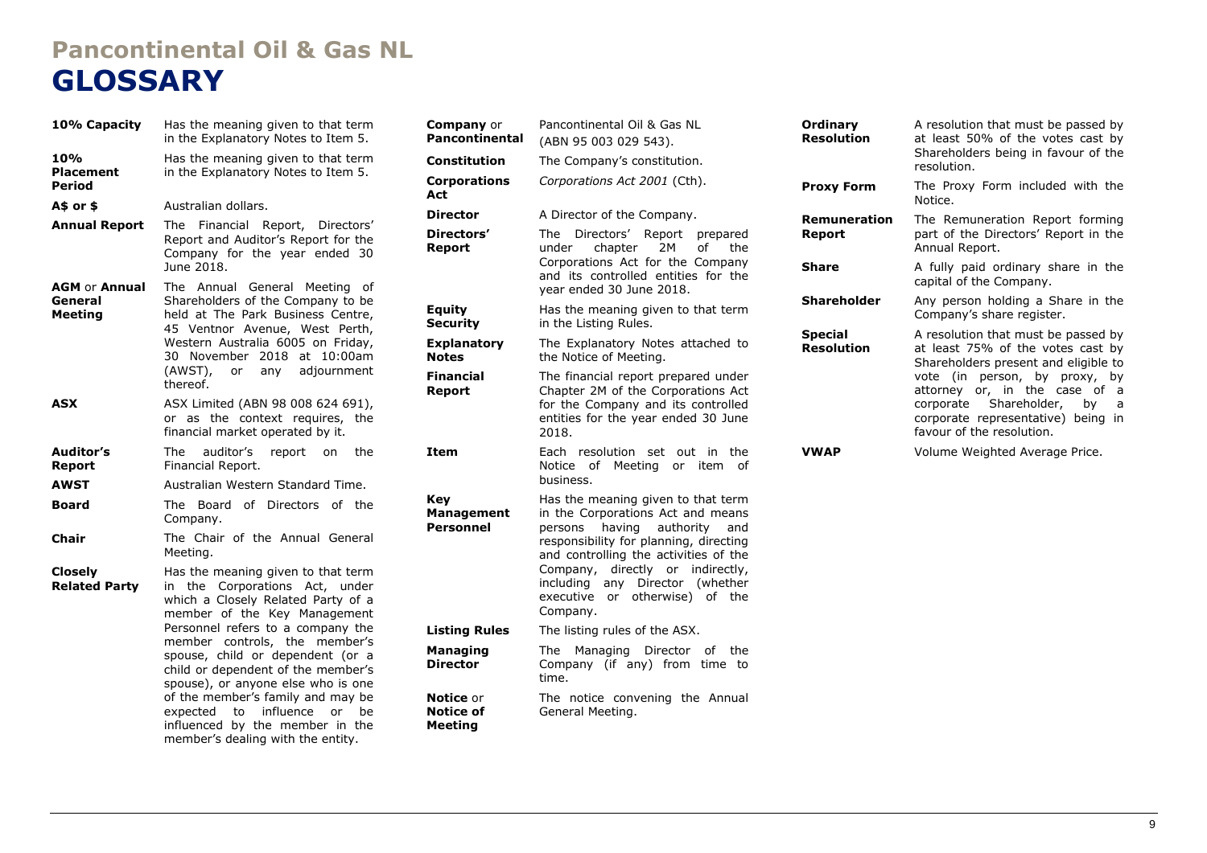# Pancontinental Oil & Gas NL

# GLOSSARY

**10% Capacity** Has the meaning given to that term in the Explanatory Notes to Item 5.

**10% Placement Period** Has the meaning given to that term in the Explanatory Notes to Item 5.

**A$ or $** Australian dollars.

**Annual Report** The Financial Report, Directors' Report and Auditor's Report for the Company for the year ended 30 June 2018.

**AGM** or **Annual General Meeting** The Annual General Meeting of Shareholders of the Company to be held at The Park Business Centre, 45 Ventnor Avenue, West Perth, Western Australia 6005 on Friday, 30 November 2018 at 10:00am (AWST), or any adjournment thereof.

**ASX** ASX Limited (ABN 98 008 624 691), or as the context requires, the financial market operated by it.

**Auditor's Report** The auditor's report on the Financial Report.

**AWST** Australian Western Standard Time.

**Board** The Board of Directors of the Company.

**Chair** The Chair of the Annual General Meeting.

**Closely Related Party** Has the meaning given to that term in the Corporations Act, under which a Closely Related Party of a member of the Key Management Personnel refers to a company the member controls, the member's spouse, child or dependent (or a child or dependent of the member's spouse), or anyone else who is one of the member's family and may be expected to influence or be influenced by the member in the member's dealing with the entity.

**Company** or **Pancontinental** Pancontinental Oil & Gas NL (ABN 95 003 029 543).

**Constitution** The Company's constitution.

**Corporations Act** *Corporations Act 2001* (Cth).

**Director** A Director of the Company.

**Directors' Report** The Directors' Report prepared under chapter 2M of the Corporations Act for the Company and its controlled entities for the year ended 30 June 2018.

**Equity Security** Has the meaning given to that term in the Listing Rules.

**Explanatory Notes** The Explanatory Notes attached to the Notice of Meeting.

**Financial Report** The financial report prepared under Chapter 2M of the Corporations Act for the Company and its controlled entities for the year ended 30 June 2018.

**Item** Each resolution set out in the Notice of Meeting or item of business.

**Key Management Personnel** Has the meaning given to that term in the Corporations Act and means persons having authority and responsibility for planning, directing and controlling the activities of the Company, directly or indirectly, including any Director (whether executive or otherwise) of the Company.

**Listing Rules** The listing rules of the ASX.

**Managing Director** The Managing Director of the Company (if any) from time to time.

**Notice** or **Notice of Meeting** The notice convening the Annual General Meeting.

**Ordinary Resolution** A resolution that must be passed by at least 50% of the votes cast by Shareholders being in favour of the resolution.

**Proxy Form** The Proxy Form included with the Notice.

**Remuneration Report** The Remuneration Report forming part of the Directors' Report in the Annual Report.

**Share** A fully paid ordinary share in the capital of the Company.

**Shareholder** Any person holding a Share in the Company's share register.

**Special Resolution** A resolution that must be passed by at least 75% of the votes cast by Shareholders present and eligible to vote (in person, by proxy, by attorney or, in the case of a corporate Shareholder, by a corporate representative) being in favour of the resolution.

**VWAP** Volume Weighted Average Price.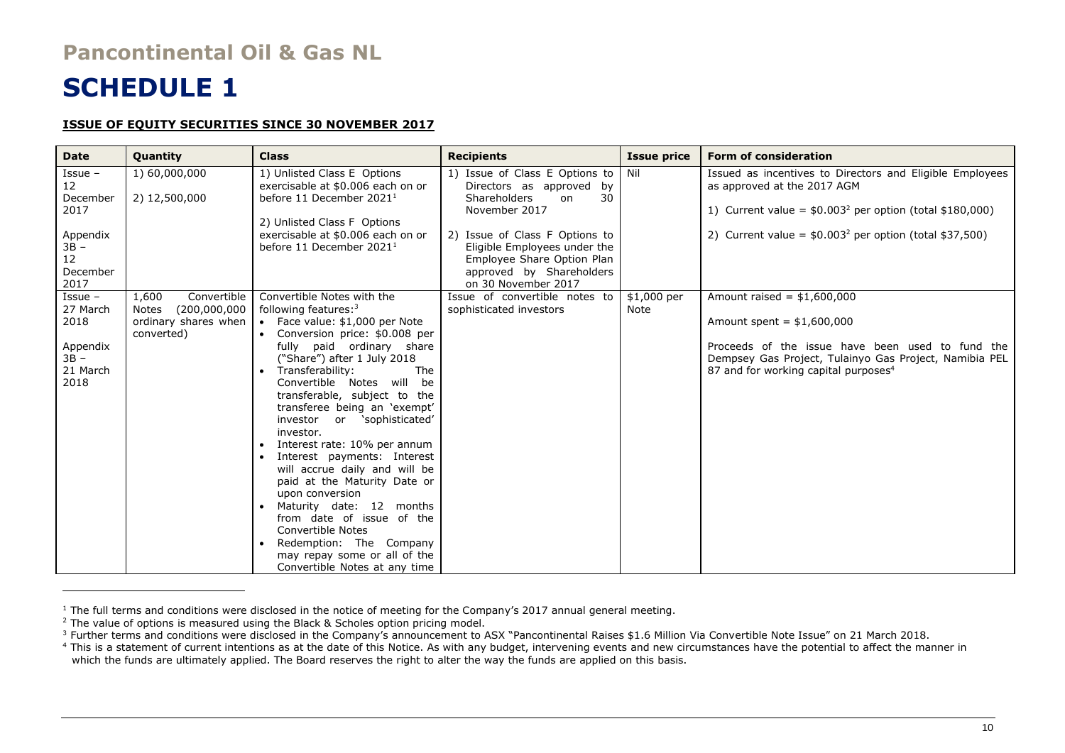# Pancontinental Oil & Gas NL

# SCHEDULE 1

**ISSUE OF EQUITY SECURITIES SINCE 30 NOVEMBER 2017**

| Date | Quantity | Class | Recipients | Issue price | Form of consideration |
|---|---|---|---|---|---|
| Issue – 12 December 2017<br><br>Appendix 3B – 12 December 2017 | 1) 60,000,000<br><br>2) 12,500,000 | 1) Unlisted Class E Options exercisable at $0.006 each on or before 11 December 2021[1]<br><br>2) Unlisted Class F Options exercisable at $0.006 each on or before 11 December 2021[1] | 1) Issue of Class E Options to Directors as approved by Shareholders on 30 November 2017<br><br>2) Issue of Class F Options to Eligible Employees under the Employee Share Option Plan approved by Shareholders on 30 November 2017 | Nil | Issued as incentives to Directors and Eligible Employees as approved at the 2017 AGM<br><br>1) Current value = $0.003[2] per option (total $180,000)<br><br>2) Current value = $0.003[2] per option (total $37,500) |
| Issue – 27 March 2018<br><br>Appendix 3B – 21 March 2018 | 1,600 Convertible Notes (200,000,000 ordinary shares when converted) | Convertible Notes with the following features:[3]<br>• Face value: $1,000 per Note<br>• Conversion price: $0.008 per fully paid ordinary share ("Share") after 1 July 2018<br>• Transferability: The Convertible Notes will be transferable, subject to the transferee being an 'exempt' investor or 'sophisticated' investor.<br>• Interest rate: 10% per annum<br>• Interest payments: Interest will accrue daily and will be paid at the Maturity Date or upon conversion<br>• Maturity date: 12 months from date of issue of the Convertible Notes<br>• Redemption: The Company may repay some or all of the Convertible Notes at any time | Issue of convertible notes to sophisticated investors | $1,000 per Note | Amount raised = $1,600,000<br><br>Amount spent = $1,600,000<br><br>Proceeds of the issue have been used to fund the Dempsey Gas Project, Tulainyo Gas Project, Namibia PEL 87 and for working capital purposes[4] |

[1] The full terms and conditions were disclosed in the notice of meeting for the Company's 2017 annual general meeting.

[2] The value of options is measured using the Black & Scholes option pricing model.

[3] Further terms and conditions were disclosed in the Company's announcement to ASX "Pancontinental Raises $1.6 Million Via Convertible Note Issue" on 21 March 2018.

[4] This is a statement of current intentions as at the date of this Notice. As with any budget, intervening events and new circumstances have the potential to affect the manner in which the funds are ultimately applied. The Board reserves the right to alter the way the funds are applied on this basis.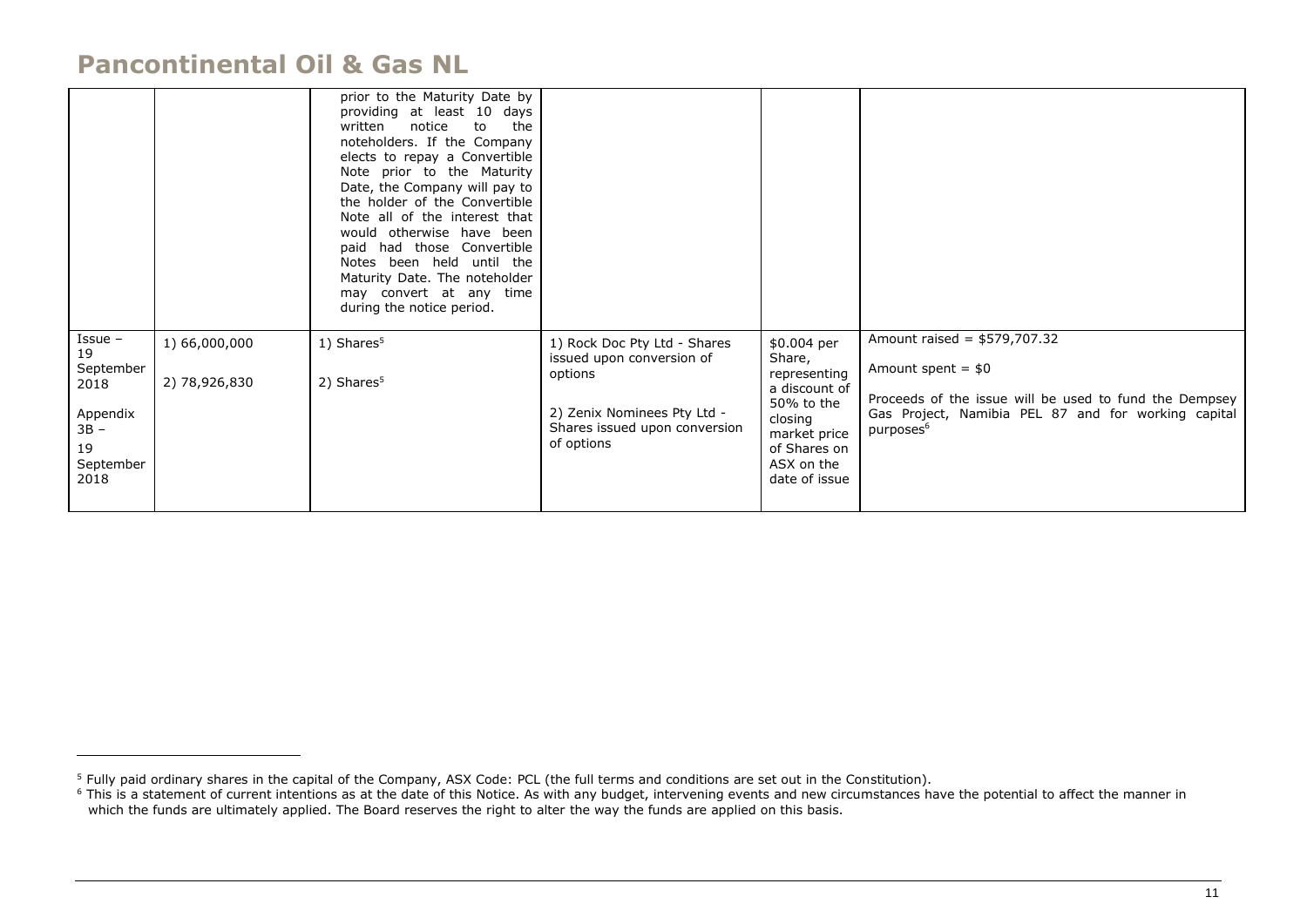| | | | | | |
|---|---|---|---|---|---|
| | | prior to the Maturity Date by providing at least 10 days written notice to the noteholders. If the Company elects to repay a Convertible Note prior to the Maturity Date, the Company will pay to the holder of the Convertible Note all of the interest that would otherwise have been paid had those Convertible Notes been held until the Maturity Date. The noteholder may convert at any time during the notice period. | | | |
| Issue – 19 September 2018<br><br>Appendix 3B – 19 September 2018 | 1) 66,000,000<br><br>2) 78,926,830 | 1) Shares[5]<br><br>2) Shares[5] | 1) Rock Doc Pty Ltd - Shares issued upon conversion of options<br><br>2) Zenix Nominees Pty Ltd - Shares issued upon conversion of options | $0.004 per Share, representing a discount of 50% to the closing market price of Shares on ASX on the date of issue | Amount raised = $579,707.32<br><br>Amount spent = $0<br><br>Proceeds of the issue will be used to fund the Dempsey Gas Project, Namibia PEL 87 and for working capital purposes[6] |

[5] Fully paid ordinary shares in the capital of the Company, ASX Code: PCL (the full terms and conditions are set out in the Constitution).

[6] This is a statement of current intentions as at the date of this Notice. As with any budget, intervening events and new circumstances have the potential to affect the manner in which the funds are ultimately applied. The Board reserves the right to alter the way the funds are applied on this basis.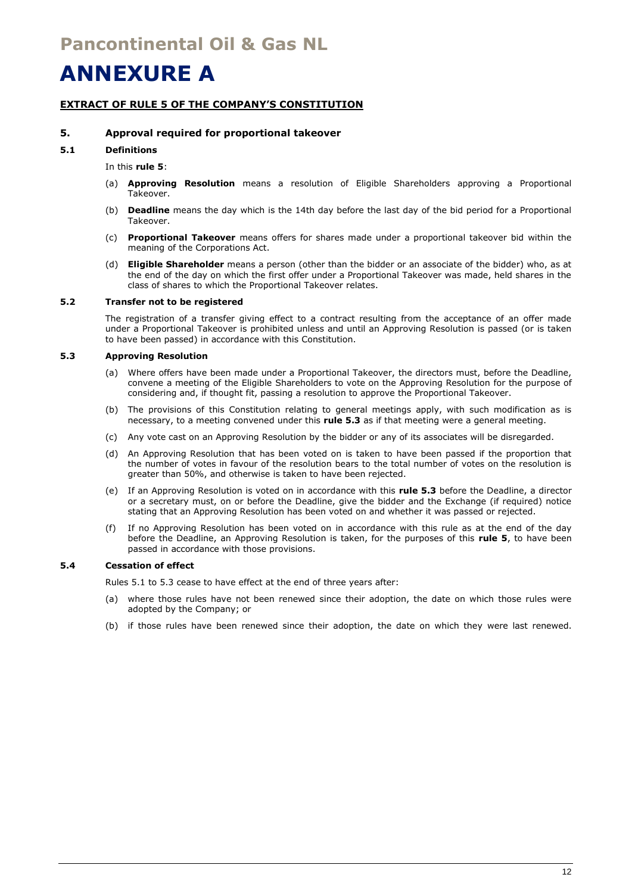# Pancontinental Oil & Gas NL

# ANNEXURE A

**EXTRACT OF RULE 5 OF THE COMPANY'S CONSTITUTION**

## 5. Approval required for proportional takeover

### 5.1 Definitions

In this **rule 5**:

(a) **Approving Resolution** means a resolution of Eligible Shareholders approving a Proportional Takeover.

(b) **Deadline** means the day which is the 14th day before the last day of the bid period for a Proportional Takeover.

(c) **Proportional Takeover** means offers for shares made under a proportional takeover bid within the meaning of the Corporations Act.

(d) **Eligible Shareholder** means a person (other than the bidder or an associate of the bidder) who, as at the end of the day on which the first offer under a Proportional Takeover was made, held shares in the class of shares to which the Proportional Takeover relates.

### 5.2 Transfer not to be registered

The registration of a transfer giving effect to a contract resulting from the acceptance of an offer made under a Proportional Takeover is prohibited unless and until an Approving Resolution is passed (or is taken to have been passed) in accordance with this Constitution.

### 5.3 Approving Resolution

(a) Where offers have been made under a Proportional Takeover, the directors must, before the Deadline, convene a meeting of the Eligible Shareholders to vote on the Approving Resolution for the purpose of considering and, if thought fit, passing a resolution to approve the Proportional Takeover.

(b) The provisions of this Constitution relating to general meetings apply, with such modification as is necessary, to a meeting convened under this **rule 5.3** as if that meeting were a general meeting.

(c) Any vote cast on an Approving Resolution by the bidder or any of its associates will be disregarded.

(d) An Approving Resolution that has been voted on is taken to have been passed if the proportion that the number of votes in favour of the resolution bears to the total number of votes on the resolution is greater than 50%, and otherwise is taken to have been rejected.

(e) If an Approving Resolution is voted on in accordance with this **rule 5.3** before the Deadline, a director or a secretary must, on or before the Deadline, give the bidder and the Exchange (if required) notice stating that an Approving Resolution has been voted on and whether it was passed or rejected.

(f) If no Approving Resolution has been voted on in accordance with this rule as at the end of the day before the Deadline, an Approving Resolution is taken, for the purposes of this **rule 5**, to have been passed in accordance with those provisions.

### 5.4 Cessation of effect

Rules 5.1 to 5.3 cease to have effect at the end of three years after:

(a) where those rules have not been renewed since their adoption, the date on which those rules were adopted by the Company; or

(b) if those rules have been renewed since their adoption, the date on which they were last renewed.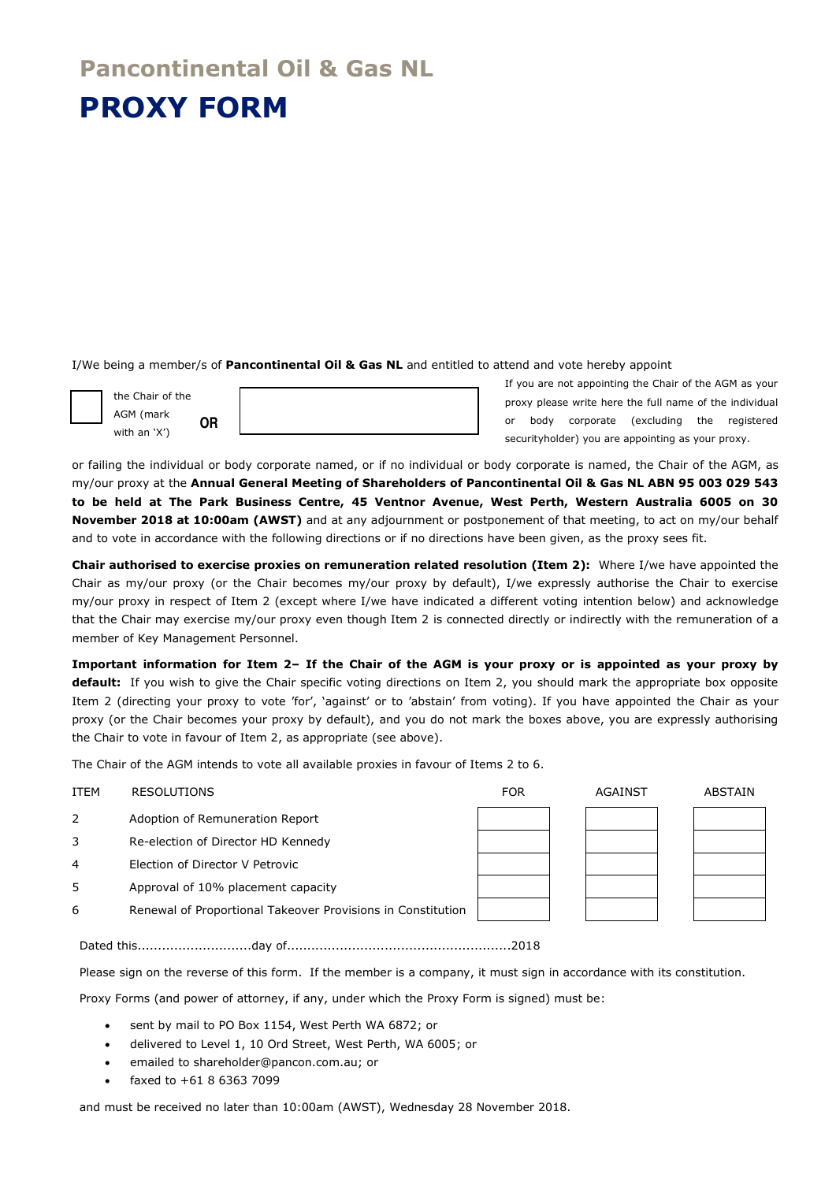# Pancontinental Oil & Gas NL

# PROXY FORM

I/We being a member/s of **Pancontinental Oil & Gas NL** and entitled to attend and vote hereby appoint

| ☐ the Chair of the AGM (mark with an 'X') | **OR** | | If you are not appointing the Chair of the AGM as your proxy please write here the full name of the individual or body corporate (excluding the registered securityholder) you are appointing as your proxy. |
|---|---|---|---|

or failing the individual or body corporate named, or if no individual or body corporate is named, the Chair of the AGM, as my/our proxy at the **Annual General Meeting of Shareholders of Pancontinental Oil & Gas NL ABN 95 003 029 543 to be held at The Park Business Centre, 45 Ventnor Avenue, West Perth, Western Australia 6005 on 30 November 2018 at 10:00am (AWST)** and at any adjournment or postponement of that meeting, to act on my/our behalf and to vote in accordance with the following directions or if no directions have been given, as the proxy sees fit.

**Chair authorised to exercise proxies on remuneration related resolution (Item 2):** Where I/we have appointed the Chair as my/our proxy (or the Chair becomes my/our proxy by default), I/we expressly authorise the Chair to exercise my/our proxy in respect of Item 2 (except where I/we have indicated a different voting intention below) and acknowledge that the Chair may exercise my/our proxy even though Item 2 is connected directly or indirectly with the remuneration of a member of Key Management Personnel.

**Important information for Item 2– If the Chair of the AGM is your proxy or is appointed as your proxy by default:** If you wish to give the Chair specific voting directions on Item 2, you should mark the appropriate box opposite Item 2 (directing your proxy to vote 'for', 'against' or to 'abstain' from voting). If you have appointed the Chair as your proxy (or the Chair becomes your proxy by default), and you do not mark the boxes above, you are expressly authorising the Chair to vote in favour of Item 2, as appropriate (see above).

The Chair of the AGM intends to vote all available proxies in favour of Items 2 to 6.

| ITEM | RESOLUTIONS | FOR | AGAINST | ABSTAIN |
|---|---|---|---|---|
| 2 | Adoption of Remuneration Report | | | |
| 3 | Re-election of Director HD Kennedy | | | |
| 4 | Election of Director V Petrovic | | | |
| 5 | Approval of 10% placement capacity | | | |
| 6 | Renewal of Proportional Takeover Provisions in Constitution | | | |

Dated this............................day of......................................................2018

Please sign on the reverse of this form. If the member is a company, it must sign in accordance with its constitution.

Proxy Forms (and power of attorney, if any, under which the Proxy Form is signed) must be:

- sent by mail to PO Box 1154, West Perth WA 6872; or
- delivered to Level 1, 10 Ord Street, West Perth, WA 6005; or
- emailed to shareholder@pancon.com.au; or
- faxed to +61 8 6363 7099

and must be received no later than 10:00am (AWST), Wednesday 28 November 2018.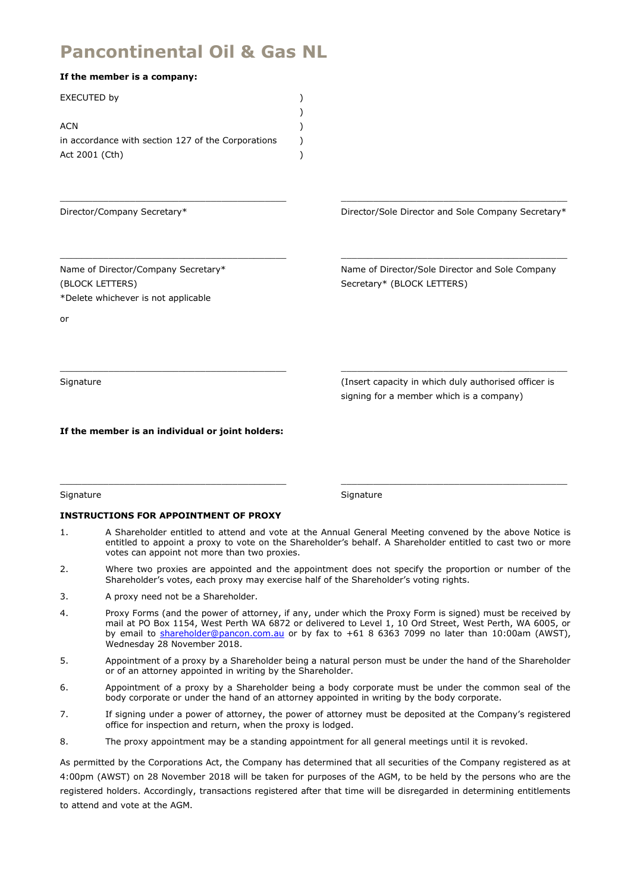# Pancontinental Oil & Gas NL

**If the member is a company:**

EXECUTED by )
)
ACN )
in accordance with section 127 of the Corporations )
Act 2001 (Cth) )

| | |
|---|---|
| \_\_\_\_\_\_\_\_\_\_\_\_\_\_\_\_\_\_\_\_\_\_\_\_\_\_\_\_\_\_\_\_ | \_\_\_\_\_\_\_\_\_\_\_\_\_\_\_\_\_\_\_\_\_\_\_\_\_\_\_\_\_\_\_\_ |
| Director/Company Secretary* | Director/Sole Director and Sole Company Secretary* |
| \_\_\_\_\_\_\_\_\_\_\_\_\_\_\_\_\_\_\_\_\_\_\_\_\_\_\_\_\_\_\_\_ | \_\_\_\_\_\_\_\_\_\_\_\_\_\_\_\_\_\_\_\_\_\_\_\_\_\_\_\_\_\_\_\_ |
| Name of Director/Company Secretary* (BLOCK LETTERS) *Delete whichever is not applicable | Name of Director/Sole Director and Sole Company Secretary* (BLOCK LETTERS) |

or

| | |
|---|---|
| \_\_\_\_\_\_\_\_\_\_\_\_\_\_\_\_\_\_\_\_\_\_\_\_\_\_\_\_\_\_\_\_ | \_\_\_\_\_\_\_\_\_\_\_\_\_\_\_\_\_\_\_\_\_\_\_\_\_\_\_\_\_\_\_\_ |
| Signature | (Insert capacity in which duly authorised officer is signing for a member which is a company) |

**If the member is an individual or joint holders:**

| | |
|---|---|
| \_\_\_\_\_\_\_\_\_\_\_\_\_\_\_\_\_\_\_\_\_\_\_\_\_\_\_\_\_\_\_\_ | \_\_\_\_\_\_\_\_\_\_\_\_\_\_\_\_\_\_\_\_\_\_\_\_\_\_\_\_\_\_\_\_ |
| Signature | Signature |

**INSTRUCTIONS FOR APPOINTMENT OF PROXY**

1. A Shareholder entitled to attend and vote at the Annual General Meeting convened by the above Notice is entitled to appoint a proxy to vote on the Shareholder's behalf. A Shareholder entitled to cast two or more votes can appoint not more than two proxies.
2. Where two proxies are appointed and the appointment does not specify the proportion or number of the Shareholder's votes, each proxy may exercise half of the Shareholder's voting rights.
3. A proxy need not be a Shareholder.
4. Proxy Forms (and the power of attorney, if any, under which the Proxy Form is signed) must be received by mail at PO Box 1154, West Perth WA 6872 or delivered to Level 1, 10 Ord Street, West Perth, WA 6005, or by email to shareholder@pancon.com.au or by fax to +61 8 6363 7099 no later than 10:00am (AWST), Wednesday 28 November 2018.
5. Appointment of a proxy by a Shareholder being a natural person must be under the hand of the Shareholder or of an attorney appointed in writing by the Shareholder.
6. Appointment of a proxy by a Shareholder being a body corporate must be under the common seal of the body corporate or under the hand of an attorney appointed in writing by the body corporate.
7. If signing under a power of attorney, the power of attorney must be deposited at the Company's registered office for inspection and return, when the proxy is lodged.
8. The proxy appointment may be a standing appointment for all general meetings until it is revoked.

As permitted by the Corporations Act, the Company has determined that all securities of the Company registered as at 4:00pm (AWST) on 28 November 2018 will be taken for purposes of the AGM, to be held by the persons who are the registered holders. Accordingly, transactions registered after that time will be disregarded in determining entitlements to attend and vote at the AGM.